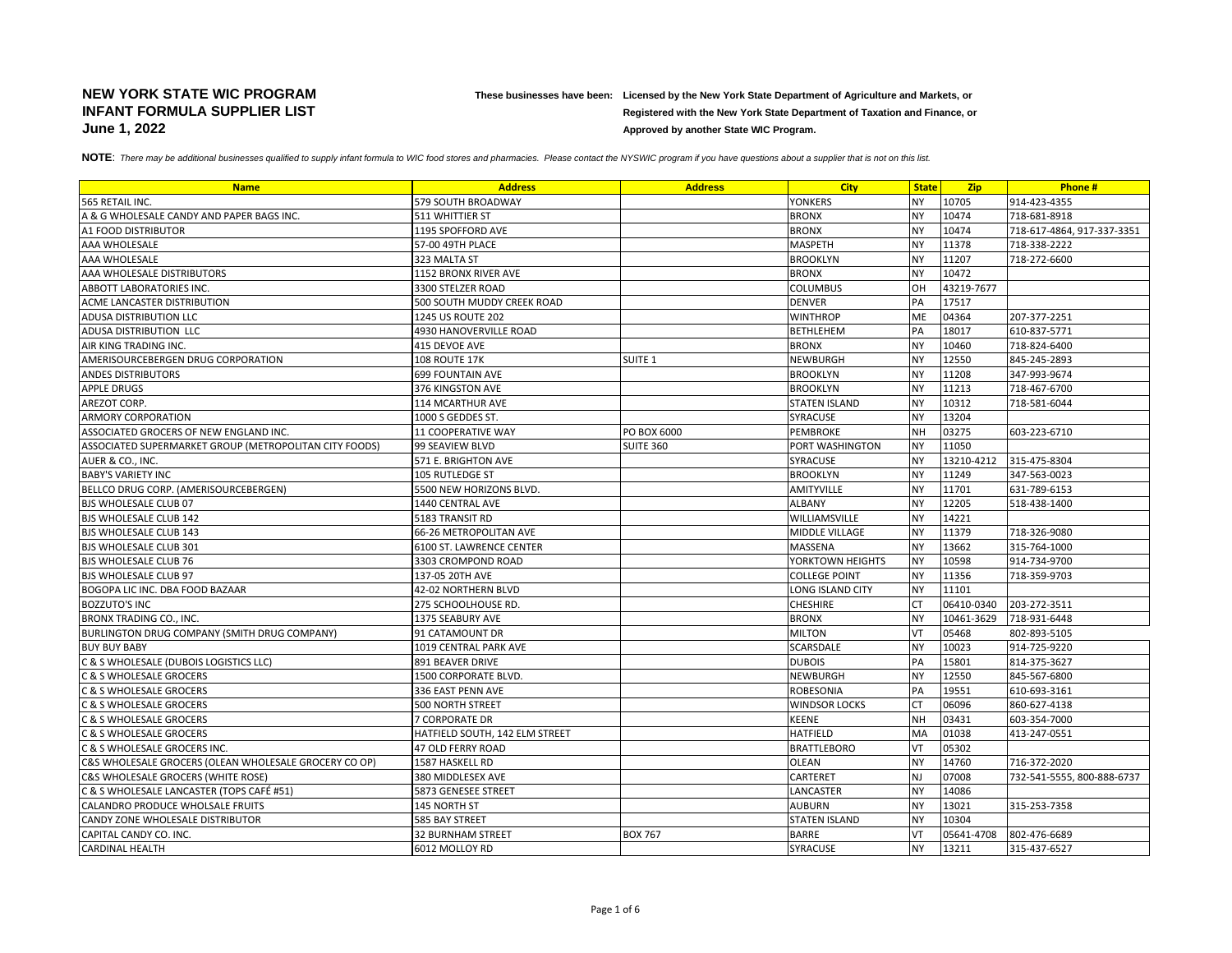# NEW YORK STATE WIC PROGRAM
# INFANT FORMULA SUPPLIER LIST
# June 1, 2022

**These businesses have been:** Licensed by the New York State Department of Agriculture and Markets, or
Registered with the New York State Department of Taxation and Finance, or
Approved by another State WIC Program.

**NOTE**: *There may be additional businesses qualified to supply infant formula to WIC food stores and pharmacies. Please contact the NYSWIC program if you have questions about a supplier that is not on this list.*

| Name | Address | Address | City | State | Zip | Phone # |
|---|---|---|---|---|---|---|
| 565 RETAIL INC. | 579 SOUTH BROADWAY | | YONKERS | NY | 10705 | 914-423-4355 |
| A & G WHOLESALE CANDY AND PAPER BAGS INC. | 511 WHITTIER ST | | BRONX | NY | 10474 | 718-681-8918 |
| A1 FOOD DISTRIBUTOR | 1195 SPOFFORD AVE | | BRONX | NY | 10474 | 718-617-4864, 917-337-3351 |
| AAA WHOLESALE | 57-00 49TH PLACE | | MASPETH | NY | 11378 | 718-338-2222 |
| AAA WHOLESALE | 323 MALTA ST | | BROOKLYN | NY | 11207 | 718-272-6600 |
| AAA WHOLESALE DISTRIBUTORS | 1152 BRONX RIVER AVE | | BRONX | NY | 10472 | |
| ABBOTT LABORATORIES INC. | 3300 STELZER ROAD | | COLUMBUS | OH | 43219-7677 | |
| ACME LANCASTER DISTRIBUTION | 500 SOUTH MUDDY CREEK ROAD | | DENVER | PA | 17517 | |
| ADUSA DISTRIBUTION LLC | 1245 US ROUTE 202 | | WINTHROP | ME | 04364 | 207-377-2251 |
| ADUSA DISTRIBUTION LLC | 4930 HANOVERVILLE ROAD | | BETHLEHEM | PA | 18017 | 610-837-5771 |
| AIR KING TRADING INC. | 415 DEVOE AVE | | BRONX | NY | 10460 | 718-824-6400 |
| AMERISOURCEBERGEN DRUG CORPORATION | 108 ROUTE 17K | SUITE 1 | NEWBURGH | NY | 12550 | 845-245-2893 |
| ANDES DISTRIBUTORS | 699 FOUNTAIN AVE | | BROOKLYN | NY | 11208 | 347-993-9674 |
| APPLE DRUGS | 376 KINGSTON AVE | | BROOKLYN | NY | 11213 | 718-467-6700 |
| AREZOT CORP. | 114 MCARTHUR AVE | | STATEN ISLAND | NY | 10312 | 718-581-6044 |
| ARMORY CORPORATION | 1000 S GEDDES ST. | | SYRACUSE | NY | 13204 | |
| ASSOCIATED GROCERS OF NEW ENGLAND INC. | 11 COOPERATIVE WAY | PO BOX 6000 | PEMBROKE | NH | 03275 | 603-223-6710 |
| ASSOCIATED SUPERMARKET GROUP (METROPOLITAN CITY FOODS) | 99 SEAVIEW BLVD | SUITE 360 | PORT WASHINGTON | NY | 11050 | |
| AUER & CO., INC. | 571 E. BRIGHTON AVE | | SYRACUSE | NY | 13210-4212 | 315-475-8304 |
| BABY'S VARIETY INC | 105 RUTLEDGE ST | | BROOKLYN | NY | 11249 | 347-563-0023 |
| BELLCO DRUG CORP. (AMERISOURCEBERGEN) | 5500 NEW HORIZONS BLVD. | | AMITYVILLE | NY | 11701 | 631-789-6153 |
| BJS WHOLESALE CLUB 07 | 1440 CENTRAL AVE | | ALBANY | NY | 12205 | 518-438-1400 |
| BJS WHOLESALE CLUB 142 | 5183 TRANSIT RD | | WILLIAMSVILLE | NY | 14221 | |
| BJS WHOLESALE CLUB 143 | 66-26 METROPOLITAN AVE | | MIDDLE VILLAGE | NY | 11379 | 718-326-9080 |
| BJS WHOLESALE CLUB 301 | 6100 ST. LAWRENCE CENTER | | MASSENA | NY | 13662 | 315-764-1000 |
| BJS WHOLESALE CLUB 76 | 3303 CROMPOND ROAD | | YORKTOWN HEIGHTS | NY | 10598 | 914-734-9700 |
| BJS WHOLESALE CLUB 97 | 137-05 20TH AVE | | COLLEGE POINT | NY | 11356 | 718-359-9703 |
| BOGOPA LIC INC. DBA FOOD BAZAAR | 42-02 NORTHERN BLVD | | LONG ISLAND CITY | NY | 11101 | |
| BOZZUTO'S INC | 275 SCHOOLHOUSE RD. | | CHESHIRE | CT | 06410-0340 | 203-272-3511 |
| BRONX TRADING CO., INC. | 1375 SEABURY AVE | | BRONX | NY | 10461-3629 | 718-931-6448 |
| BURLINGTON DRUG COMPANY (SMITH DRUG COMPANY) | 91 CATAMOUNT DR | | MILTON | VT | 05468 | 802-893-5105 |
| BUY BUY BABY | 1019 CENTRAL PARK AVE | | SCARSDALE | NY | 10023 | 914-725-9220 |
| C & S WHOLESALE (DUBOIS LOGISTICS LLC) | 891 BEAVER DRIVE | | DUBOIS | PA | 15801 | 814-375-3627 |
| C & S WHOLESALE GROCERS | 1500 CORPORATE BLVD. | | NEWBURGH | NY | 12550 | 845-567-6800 |
| C & S WHOLESALE GROCERS | 336 EAST PENN AVE | | ROBESONIA | PA | 19551 | 610-693-3161 |
| C & S WHOLESALE GROCERS | 500 NORTH STREET | | WINDSOR LOCKS | CT | 06096 | 860-627-4138 |
| C & S WHOLESALE GROCERS | 7 CORPORATE DR | | KEENE | NH | 03431 | 603-354-7000 |
| C & S WHOLESALE GROCERS | HATFIELD SOUTH, 142 ELM STREET | | HATFIELD | MA | 01038 | 413-247-0551 |
| C & S WHOLESALE GROCERS INC. | 47 OLD FERRY ROAD | | BRATTLEBORO | VT | 05302 | |
| C&S WHOLESALE GROCERS (OLEAN WHOLESALE GROCERY CO OP) | 1587 HASKELL RD | | OLEAN | NY | 14760 | 716-372-2020 |
| C&S WHOLESALE GROCERS (WHITE ROSE) | 380 MIDDLESEX AVE | | CARTERET | NJ | 07008 | 732-541-5555, 800-888-6737 |
| C & S WHOLESALE LANCASTER (TOPS CAFÉ #51) | 5873 GENESEE STREET | | LANCASTER | NY | 14086 | |
| CALANDRO PRODUCE WHOLSALE FRUITS | 145 NORTH ST | | AUBURN | NY | 13021 | 315-253-7358 |
| CANDY ZONE WHOLESALE DISTRIBUTOR | 585 BAY STREET | | STATEN ISLAND | NY | 10304 | |
| CAPITAL CANDY CO. INC. | 32 BURNHAM STREET | BOX 767 | BARRE | VT | 05641-4708 | 802-476-6689 |
| CARDINAL HEALTH | 6012 MOLLOY RD | | SYRACUSE | NY | 13211 | 315-437-6527 |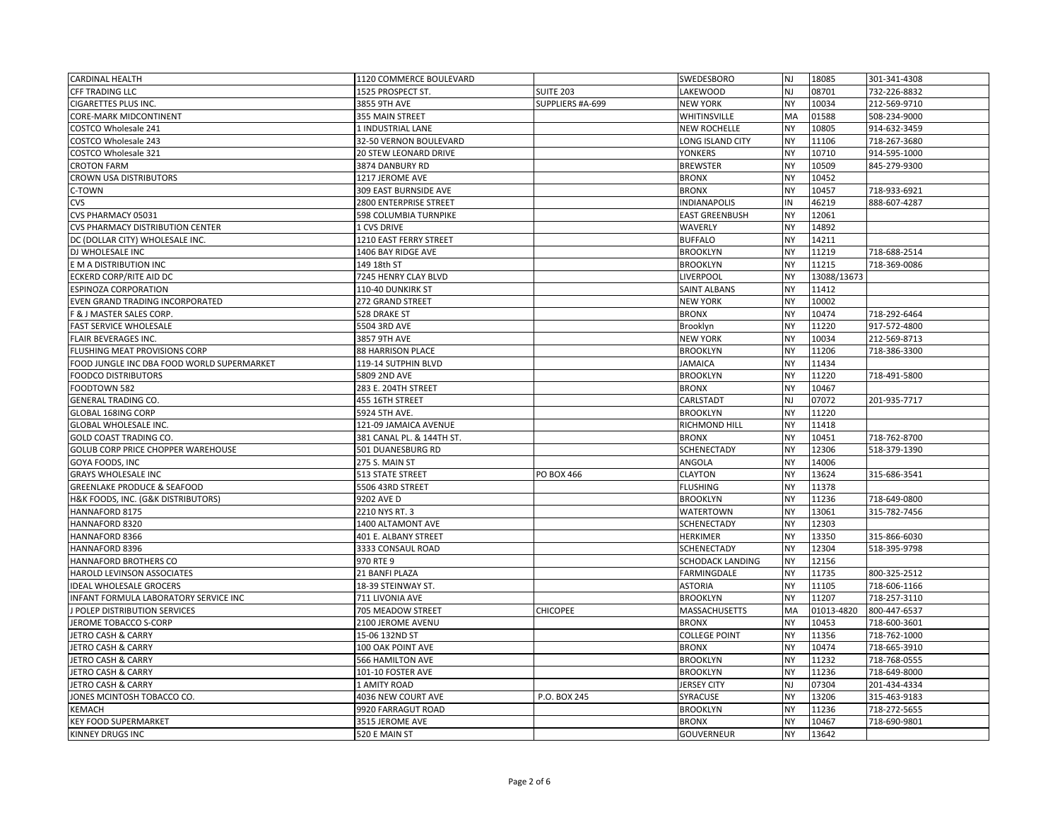| | | | | | | |
|---|---|---|---|---|---|---|
| CARDINAL HEALTH | 1120 COMMERCE BOULEVARD | | SWEDESBORO | NJ | 18085 | 301-341-4308 |
| CFF TRADING LLC | 1525 PROSPECT ST. | SUITE 203 | LAKEWOOD | NJ | 08701 | 732-226-8832 |
| CIGARETTES PLUS INC. | 3855 9TH AVE | SUPPLIERS #A-699 | NEW YORK | NY | 10034 | 212-569-9710 |
| CORE-MARK MIDCONTINENT | 355 MAIN STREET | | WHITINSVILLE | MA | 01588 | 508-234-9000 |
| COSTCO Wholesale 241 | 1 INDUSTRIAL LANE | | NEW ROCHELLE | NY | 10805 | 914-632-3459 |
| COSTCO Wholesale 243 | 32-50 VERNON BOULEVARD | | LONG ISLAND CITY | NY | 11106 | 718-267-3680 |
| COSTCO Wholesale 321 | 20 STEW LEONARD DRIVE | | YONKERS | NY | 10710 | 914-595-1000 |
| CROTON FARM | 3874 DANBURY RD | | BREWSTER | NY | 10509 | 845-279-9300 |
| CROWN USA DISTRIBUTORS | 1217 JEROME AVE | | BRONX | NY | 10452 | |
| C-TOWN | 309 EAST BURNSIDE AVE | | BRONX | NY | 10457 | 718-933-6921 |
| CVS | 2800 ENTERPRISE STREET | | INDIANAPOLIS | IN | 46219 | 888-607-4287 |
| CVS PHARMACY 05031 | 598 COLUMBIA TURNPIKE | | EAST GREENBUSH | NY | 12061 | |
| CVS PHARMACY DISTRIBUTION CENTER | 1 CVS DRIVE | | WAVERLY | NY | 14892 | |
| DC (DOLLAR CITY) WHOLESALE INC. | 1210 EAST FERRY STREET | | BUFFALO | NY | 14211 | |
| DJ WHOLESALE INC | 1406 BAY RIDGE AVE | | BROOKLYN | NY | 11219 | 718-688-2514 |
| E M A DISTRIBUTION INC | 149 18th ST | | BROOKLYN | NY | 11215 | 718-369-0086 |
| ECKERD CORP/RITE AID DC | 7245 HENRY CLAY BLVD | | LIVERPOOL | NY | 13088/13673 | |
| ESPINOZA CORPORATION | 110-40 DUNKIRK ST | | SAINT ALBANS | NY | 11412 | |
| EVEN GRAND TRADING INCORPORATED | 272 GRAND STREET | | NEW YORK | NY | 10002 | |
| F & J MASTER SALES CORP. | 528 DRAKE ST | | BRONX | NY | 10474 | 718-292-6464 |
| FAST SERVICE WHOLESALE | 5504 3RD AVE | | Brooklyn | NY | 11220 | 917-572-4800 |
| FLAIR BEVERAGES INC. | 3857 9TH AVE | | NEW YORK | NY | 10034 | 212-569-8713 |
| FLUSHING MEAT PROVISIONS CORP | 88 HARRISON PLACE | | BROOKLYN | NY | 11206 | 718-386-3300 |
| FOOD JUNGLE INC DBA FOOD WORLD SUPERMARKET | 119-14 SUTPHIN BLVD | | JAMAICA | NY | 11434 | |
| FOODCO DISTRIBUTORS | 5809 2ND AVE | | BROOKLYN | NY | 11220 | 718-491-5800 |
| FOODTOWN 582 | 283 E. 204TH STREET | | BRONX | NY | 10467 | |
| GENERAL TRADING CO. | 455 16TH STREET | | CARLSTADT | NJ | 07072 | 201-935-7717 |
| GLOBAL 168ING CORP | 5924 5TH AVE. | | BROOKLYN | NY | 11220 | |
| GLOBAL WHOLESALE INC. | 121-09 JAMAICA AVENUE | | RICHMOND HILL | NY | 11418 | |
| GOLD COAST TRADING CO. | 381 CANAL PL. & 144TH ST. | | BRONX | NY | 10451 | 718-762-8700 |
| GOLUB CORP PRICE CHOPPER WAREHOUSE | 501 DUANESBURG RD | | SCHENECTADY | NY | 12306 | 518-379-1390 |
| GOYA FOODS, INC | 275 S. MAIN ST | | ANGOLA | NY | 14006 | |
| GRAYS WHOLESALE INC | 513 STATE STREET | PO BOX 466 | CLAYTON | NY | 13624 | 315-686-3541 |
| GREENLAKE PRODUCE & SEAFOOD | 5506 43RD STREET | | FLUSHING | NY | 11378 | |
| H&K FOODS, INC. (G&K DISTRIBUTORS) | 9202 AVE D | | BROOKLYN | NY | 11236 | 718-649-0800 |
| HANNAFORD 8175 | 2210 NYS RT. 3 | | WATERTOWN | NY | 13061 | 315-782-7456 |
| HANNAFORD 8320 | 1400 ALTAMONT AVE | | SCHENECTADY | NY | 12303 | |
| HANNAFORD 8366 | 401 E. ALBANY STREET | | HERKIMER | NY | 13350 | 315-866-6030 |
| HANNAFORD 8396 | 3333 CONSAUL ROAD | | SCHENECTADY | NY | 12304 | 518-395-9798 |
| HANNAFORD BROTHERS CO | 970 RTE 9 | | SCHODACK LANDING | NY | 12156 | |
| HAROLD LEVINSON ASSOCIATES | 21 BANFI PLAZA | | FARMINGDALE | NY | 11735 | 800-325-2512 |
| IDEAL WHOLESALE GROCERS | 18-39 STEINWAY ST. | | ASTORIA | NY | 11105 | 718-606-1166 |
| INFANT FORMULA LABORATORY SERVICE INC | 711 LIVONIA AVE | | BROOKLYN | NY | 11207 | 718-257-3110 |
| J POLEP DISTRIBUTION SERVICES | 705 MEADOW STREET | CHICOPEE | MASSACHUSETTS | MA | 01013-4820 | 800-447-6537 |
| JEROME TOBACCO S-CORP | 2100 JEROME AVENU | | BRONX | NY | 10453 | 718-600-3601 |
| JETRO CASH & CARRY | 15-06 132ND ST | | COLLEGE POINT | NY | 11356 | 718-762-1000 |
| JETRO CASH & CARRY | 100 OAK POINT AVE | | BRONX | NY | 10474 | 718-665-3910 |
| JETRO CASH & CARRY | 566 HAMILTON AVE | | BROOKLYN | NY | 11232 | 718-768-0555 |
| JETRO CASH & CARRY | 101-10 FOSTER AVE | | BROOKLYN | NY | 11236 | 718-649-8000 |
| JETRO CASH & CARRY | 1 AMITY ROAD | | JERSEY CITY | NJ | 07304 | 201-434-4334 |
| JONES MCINTOSH TOBACCO CO. | 4036 NEW COURT AVE | P.O. BOX 245 | SYRACUSE | NY | 13206 | 315-463-9183 |
| KEMACH | 9920 FARRAGUT ROAD | | BROOKLYN | NY | 11236 | 718-272-5655 |
| KEY FOOD SUPERMARKET | 3515 JEROME AVE | | BRONX | NY | 10467 | 718-690-9801 |
| KINNEY DRUGS INC | 520 E MAIN ST | | GOUVERNEUR | NY | 13642 | |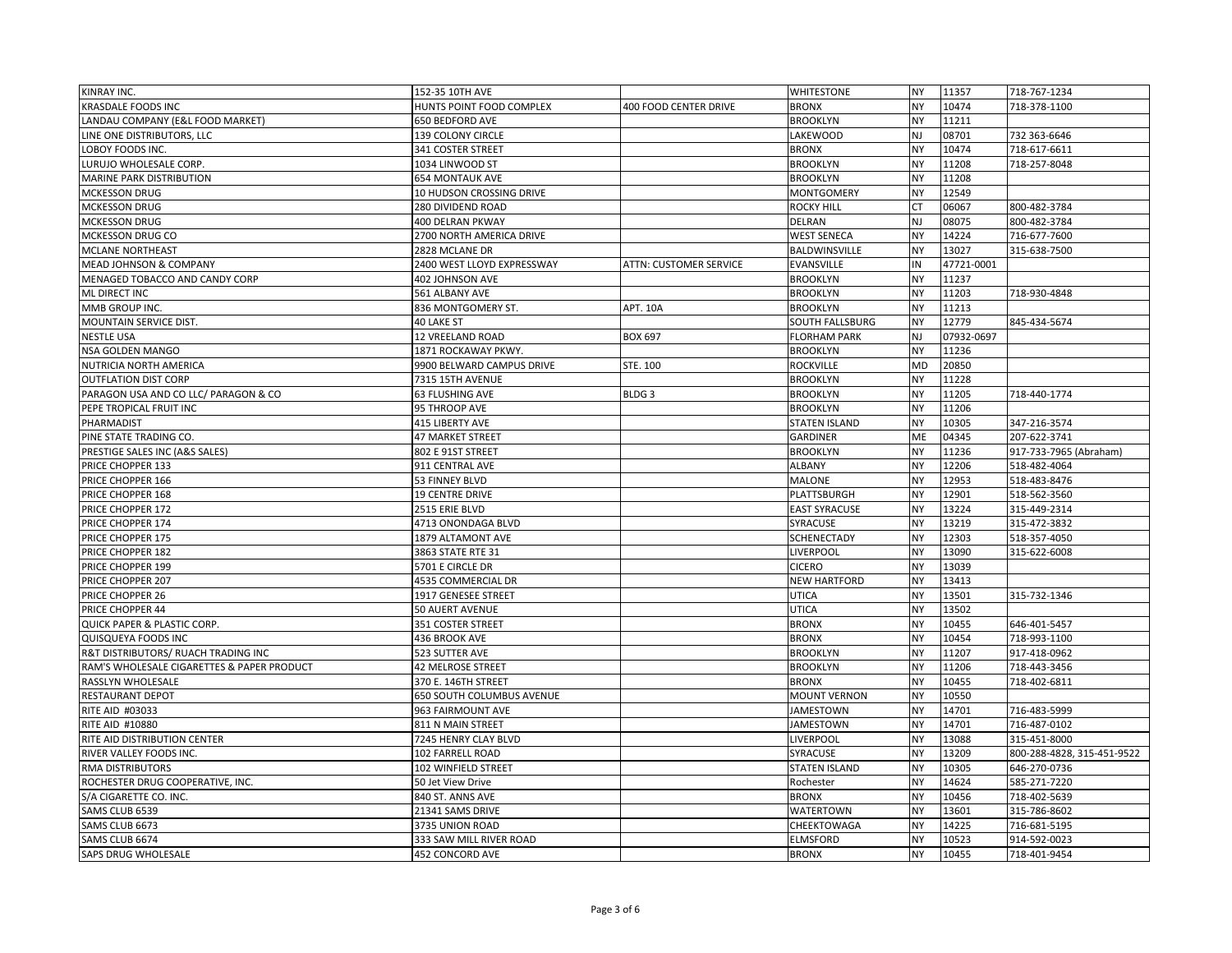| | | | | | | |
|---|---|---|---|---|---|---|
| KINRAY INC. | 152-35 10TH AVE | | WHITESTONE | NY | 11357 | 718-767-1234 |
| KRASDALE FOODS INC | HUNTS POINT FOOD COMPLEX | 400 FOOD CENTER DRIVE | BRONX | NY | 10474 | 718-378-1100 |
| LANDAU COMPANY (E&L FOOD MARKET) | 650 BEDFORD AVE | | BROOKLYN | NY | 11211 | |
| LINE ONE DISTRIBUTORS, LLC | 139 COLONY CIRCLE | | LAKEWOOD | NJ | 08701 | 732 363-6646 |
| LOBOY FOODS INC. | 341 COSTER STREET | | BRONX | NY | 10474 | 718-617-6611 |
| LURUJO WHOLESALE CORP. | 1034 LINWOOD ST | | BROOKLYN | NY | 11208 | 718-257-8048 |
| MARINE PARK DISTRIBUTION | 654 MONTAUK AVE | | BROOKLYN | NY | 11208 | |
| MCKESSON DRUG | 10 HUDSON CROSSING DRIVE | | MONTGOMERY | NY | 12549 | |
| MCKESSON DRUG | 280 DIVIDEND ROAD | | ROCKY HILL | CT | 06067 | 800-482-3784 |
| MCKESSON DRUG | 400 DELRAN PKWAY | | DELRAN | NJ | 08075 | 800-482-3784 |
| MCKESSON DRUG CO | 2700 NORTH AMERICA DRIVE | | WEST SENECA | NY | 14224 | 716-677-7600 |
| MCLANE NORTHEAST | 2828 MCLANE DR | | BALDWINSVILLE | NY | 13027 | 315-638-7500 |
| MEAD JOHNSON & COMPANY | 2400 WEST LLOYD EXPRESSWAY | ATTN: CUSTOMER SERVICE | EVANSVILLE | IN | 47721-0001 | |
| MENAGED TOBACCO AND CANDY CORP | 402 JOHNSON AVE | | BROOKLYN | NY | 11237 | |
| ML DIRECT INC | 561 ALBANY AVE | | BROOKLYN | NY | 11203 | 718-930-4848 |
| MMB GROUP INC. | 836 MONTGOMERY ST. | APT. 10A | BROOKLYN | NY | 11213 | |
| MOUNTAIN SERVICE DIST. | 40 LAKE ST | | SOUTH FALLSBURG | NY | 12779 | 845-434-5674 |
| NESTLE USA | 12 VREELAND ROAD | BOX 697 | FLORHAM PARK | NJ | 07932-0697 | |
| NSA GOLDEN MANGO | 1871 ROCKAWAY PKWY. | | BROOKLYN | NY | 11236 | |
| NUTRICIA NORTH AMERICA | 9900 BELWARD CAMPUS DRIVE | STE. 100 | ROCKVILLE | MD | 20850 | |
| OUTFLATION DIST CORP | 7315 15TH AVENUE | | BROOKLYN | NY | 11228 | |
| PARAGON USA AND CO LLC/ PARAGON & CO | 63 FLUSHING AVE | BLDG 3 | BROOKLYN | NY | 11205 | 718-440-1774 |
| PEPE TROPICAL FRUIT INC | 95 THROOP AVE | | BROOKLYN | NY | 11206 | |
| PHARMADIST | 415 LIBERTY AVE | | STATEN ISLAND | NY | 10305 | 347-216-3574 |
| PINE STATE TRADING CO. | 47 MARKET STREET | | GARDINER | ME | 04345 | 207-622-3741 |
| PRESTIGE SALES INC (A&S SALES) | 802 E 91ST STREET | | BROOKLYN | NY | 11236 | 917-733-7965 (Abraham) |
| PRICE CHOPPER 133 | 911 CENTRAL AVE | | ALBANY | NY | 12206 | 518-482-4064 |
| PRICE CHOPPER 166 | 53 FINNEY BLVD | | MALONE | NY | 12953 | 518-483-8476 |
| PRICE CHOPPER 168 | 19 CENTRE DRIVE | | PLATTSBURGH | NY | 12901 | 518-562-3560 |
| PRICE CHOPPER 172 | 2515 ERIE BLVD | | EAST SYRACUSE | NY | 13224 | 315-449-2314 |
| PRICE CHOPPER 174 | 4713 ONONDAGA BLVD | | SYRACUSE | NY | 13219 | 315-472-3832 |
| PRICE CHOPPER 175 | 1879 ALTAMONT AVE | | SCHENECTADY | NY | 12303 | 518-357-4050 |
| PRICE CHOPPER 182 | 3863 STATE RTE 31 | | LIVERPOOL | NY | 13090 | 315-622-6008 |
| PRICE CHOPPER 199 | 5701 E CIRCLE DR | | CICERO | NY | 13039 | |
| PRICE CHOPPER 207 | 4535 COMMERCIAL DR | | NEW HARTFORD | NY | 13413 | |
| PRICE CHOPPER 26 | 1917 GENESEE STREET | | UTICA | NY | 13501 | 315-732-1346 |
| PRICE CHOPPER 44 | 50 AUERT AVENUE | | UTICA | NY | 13502 | |
| QUICK PAPER & PLASTIC CORP. | 351 COSTER STREET | | BRONX | NY | 10455 | 646-401-5457 |
| QUISQUEYA FOODS INC | 436 BROOK AVE | | BRONX | NY | 10454 | 718-993-1100 |
| R&T DISTRIBUTORS/ RUACH TRADING INC | 523 SUTTER AVE | | BROOKLYN | NY | 11207 | 917-418-0962 |
| RAM'S WHOLESALE CIGARETTES & PAPER PRODUCT | 42 MELROSE STREET | | BROOKLYN | NY | 11206 | 718-443-3456 |
| RASSLYN WHOLESALE | 370 E. 146TH STREET | | BRONX | NY | 10455 | 718-402-6811 |
| RESTAURANT DEPOT | 650 SOUTH COLUMBUS AVENUE | | MOUNT VERNON | NY | 10550 | |
| RITE AID #03033 | 963 FAIRMOUNT AVE | | JAMESTOWN | NY | 14701 | 716-483-5999 |
| RITE AID #10880 | 811 N MAIN STREET | | JAMESTOWN | NY | 14701 | 716-487-0102 |
| RITE AID DISTRIBUTION CENTER | 7245 HENRY CLAY BLVD | | LIVERPOOL | NY | 13088 | 315-451-8000 |
| RIVER VALLEY FOODS INC. | 102 FARRELL ROAD | | SYRACUSE | NY | 13209 | 800-288-4828, 315-451-9522 |
| RMA DISTRIBUTORS | 102 WINFIELD STREET | | STATEN ISLAND | NY | 10305 | 646-270-0736 |
| ROCHESTER DRUG COOPERATIVE, INC. | 50 Jet View Drive | | Rochester | NY | 14624 | 585-271-7220 |
| S/A CIGARETTE CO. INC. | 840 ST. ANNS AVE | | BRONX | NY | 10456 | 718-402-5639 |
| SAMS CLUB 6539 | 21341 SAMS DRIVE | | WATERTOWN | NY | 13601 | 315-786-8602 |
| SAMS CLUB 6673 | 3735 UNION ROAD | | CHEEKTOWAGA | NY | 14225 | 716-681-5195 |
| SAMS CLUB 6674 | 333 SAW MILL RIVER ROAD | | ELMSFORD | NY | 10523 | 914-592-0023 |
| SAPS DRUG WHOLESALE | 452 CONCORD AVE | | BRONX | NY | 10455 | 718-401-9454 |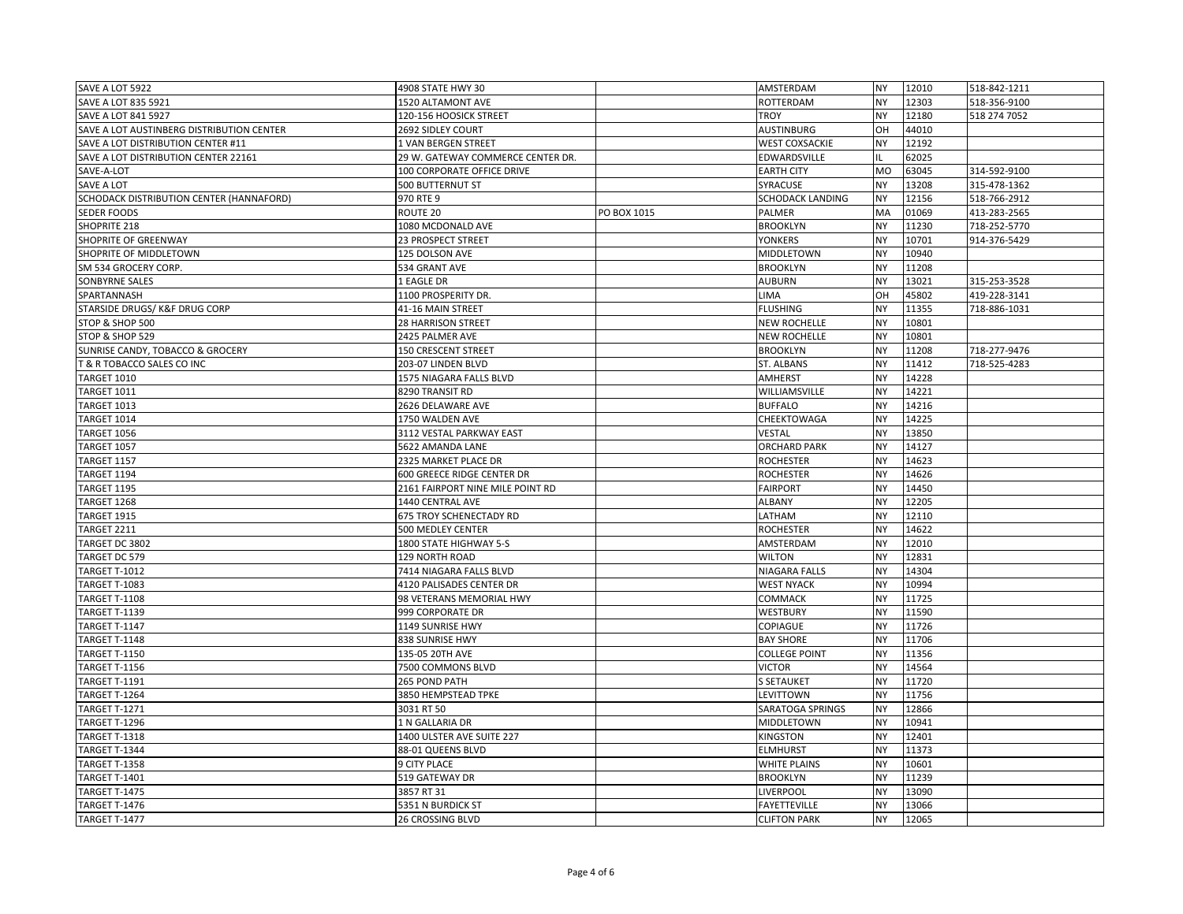| | | | | | | |
|---|---|---|---|---|---|---|
| SAVE A LOT 5922 | 4908 STATE HWY 30 | | AMSTERDAM | NY | 12010 | 518-842-1211 |
| SAVE A LOT 835 5921 | 1520 ALTAMONT AVE | | ROTTERDAM | NY | 12303 | 518-356-9100 |
| SAVE A LOT 841 5927 | 120-156 HOOSICK STREET | | TROY | NY | 12180 | 518 274 7052 |
| SAVE A LOT AUSTINBERG DISTRIBUTION CENTER | 2692 SIDLEY COURT | | AUSTINBURG | OH | 44010 | |
| SAVE A LOT DISTRIBUTION CENTER #11 | 1 VAN BERGEN STREET | | WEST COXSACKIE | NY | 12192 | |
| SAVE A LOT DISTRIBUTION CENTER 22161 | 29 W. GATEWAY COMMERCE CENTER DR. | | EDWARDSVILLE | IL | 62025 | |
| SAVE-A-LOT | 100 CORPORATE OFFICE DRIVE | | EARTH CITY | MO | 63045 | 314-592-9100 |
| SAVE A LOT | 500 BUTTERNUT ST | | SYRACUSE | NY | 13208 | 315-478-1362 |
| SCHODACK DISTRIBUTION CENTER (HANNAFORD) | 970 RTE 9 | | SCHODACK LANDING | NY | 12156 | 518-766-2912 |
| SEDER FOODS | ROUTE 20 | PO BOX 1015 | PALMER | MA | 01069 | 413-283-2565 |
| SHOPRITE 218 | 1080 MCDONALD AVE | | BROOKLYN | NY | 11230 | 718-252-5770 |
| SHOPRITE OF GREENWAY | 23 PROSPECT STREET | | YONKERS | NY | 10701 | 914-376-5429 |
| SHOPRITE OF MIDDLETOWN | 125 DOLSON AVE | | MIDDLETOWN | NY | 10940 | |
| SM 534 GROCERY CORP. | 534 GRANT AVE | | BROOKLYN | NY | 11208 | |
| SONBYRNE SALES | 1 EAGLE DR | | AUBURN | NY | 13021 | 315-253-3528 |
| SPARTANNASH | 1100 PROSPERITY DR. | | LIMA | OH | 45802 | 419-228-3141 |
| STARSIDE DRUGS/ K&F DRUG CORP | 41-16 MAIN STREET | | FLUSHING | NY | 11355 | 718-886-1031 |
| STOP & SHOP 500 | 28 HARRISON STREET | | NEW ROCHELLE | NY | 10801 | |
| STOP & SHOP 529 | 2425 PALMER AVE | | NEW ROCHELLE | NY | 10801 | |
| SUNRISE CANDY, TOBACCO & GROCERY | 150 CRESCENT STREET | | BROOKLYN | NY | 11208 | 718-277-9476 |
| T & R TOBACCO SALES CO INC | 203-07 LINDEN BLVD | | ST. ALBANS | NY | 11412 | 718-525-4283 |
| TARGET 1010 | 1575 NIAGARA FALLS BLVD | | AMHERST | NY | 14228 | |
| TARGET 1011 | 8290 TRANSIT RD | | WILLIAMSVILLE | NY | 14221 | |
| TARGET 1013 | 2626 DELAWARE AVE | | BUFFALO | NY | 14216 | |
| TARGET 1014 | 1750 WALDEN AVE | | CHEEKTOWAGA | NY | 14225 | |
| TARGET 1056 | 3112 VESTAL PARKWAY EAST | | VESTAL | NY | 13850 | |
| TARGET 1057 | 5622 AMANDA LANE | | ORCHARD PARK | NY | 14127 | |
| TARGET 1157 | 2325 MARKET PLACE DR | | ROCHESTER | NY | 14623 | |
| TARGET 1194 | 600 GREECE RIDGE CENTER DR | | ROCHESTER | NY | 14626 | |
| TARGET 1195 | 2161 FAIRPORT NINE MILE POINT RD | | FAIRPORT | NY | 14450 | |
| TARGET 1268 | 1440 CENTRAL AVE | | ALBANY | NY | 12205 | |
| TARGET 1915 | 675 TROY SCHENECTADY RD | | LATHAM | NY | 12110 | |
| TARGET 2211 | 500 MEDLEY CENTER | | ROCHESTER | NY | 14622 | |
| TARGET DC 3802 | 1800 STATE HIGHWAY 5-S | | AMSTERDAM | NY | 12010 | |
| TARGET DC 579 | 129 NORTH ROAD | | WILTON | NY | 12831 | |
| TARGET T-1012 | 7414 NIAGARA FALLS BLVD | | NIAGARA FALLS | NY | 14304 | |
| TARGET T-1083 | 4120 PALISADES CENTER DR | | WEST NYACK | NY | 10994 | |
| TARGET T-1108 | 98 VETERANS MEMORIAL HWY | | COMMACK | NY | 11725 | |
| TARGET T-1139 | 999 CORPORATE DR | | WESTBURY | NY | 11590 | |
| TARGET T-1147 | 1149 SUNRISE HWY | | COPIAGUE | NY | 11726 | |
| TARGET T-1148 | 838 SUNRISE HWY | | BAY SHORE | NY | 11706 | |
| TARGET T-1150 | 135-05 20TH AVE | | COLLEGE POINT | NY | 11356 | |
| TARGET T-1156 | 7500 COMMONS BLVD | | VICTOR | NY | 14564 | |
| TARGET T-1191 | 265 POND PATH | | S SETAUKET | NY | 11720 | |
| TARGET T-1264 | 3850 HEMPSTEAD TPKE | | LEVITTOWN | NY | 11756 | |
| TARGET T-1271 | 3031 RT 50 | | SARATOGA SPRINGS | NY | 12866 | |
| TARGET T-1296 | 1 N GALLARIA DR | | MIDDLETOWN | NY | 10941 | |
| TARGET T-1318 | 1400 ULSTER AVE SUITE 227 | | KINGSTON | NY | 12401 | |
| TARGET T-1344 | 88-01 QUEENS BLVD | | ELMHURST | NY | 11373 | |
| TARGET T-1358 | 9 CITY PLACE | | WHITE PLAINS | NY | 10601 | |
| TARGET T-1401 | 519 GATEWAY DR | | BROOKLYN | NY | 11239 | |
| TARGET T-1475 | 3857 RT 31 | | LIVERPOOL | NY | 13090 | |
| TARGET T-1476 | 5351 N BURDICK ST | | FAYETTEVILLE | NY | 13066 | |
| TARGET T-1477 | 26 CROSSING BLVD | | CLIFTON PARK | NY | 12065 | |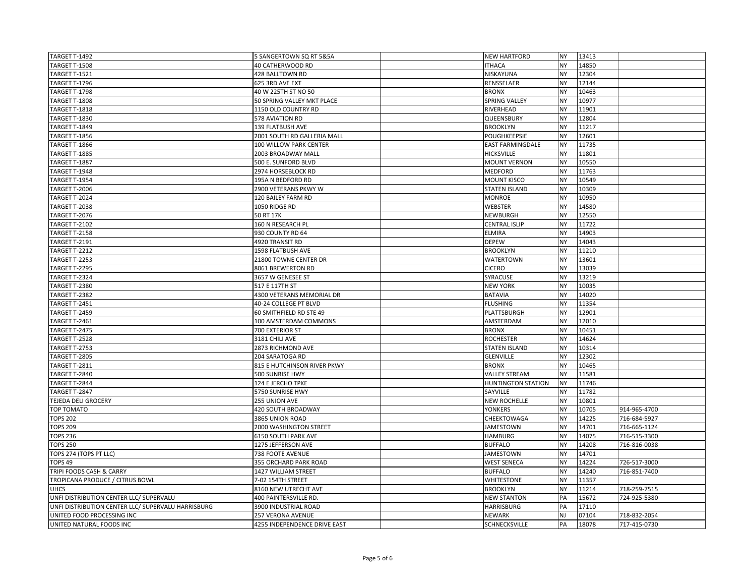| | | | | | | |
|---|---|---|---|---|---|---|
| TARGET T-1492 | 5 SANGERTOWN SQ RT 5&5A | | NEW HARTFORD | NY | 13413 | |
| TARGET T-1508 | 40 CATHERWOOD RD | | ITHACA | NY | 14850 | |
| TARGET T-1521 | 428 BALLTOWN RD | | NISKAYUNA | NY | 12304 | |
| TARGET T-1796 | 625 3RD AVE EXT | | RENSSELAER | NY | 12144 | |
| TARGET T-1798 | 40 W 225TH ST NO 50 | | BRONX | NY | 10463 | |
| TARGET T-1808 | 50 SPRING VALLEY MKT PLACE | | SPRING VALLEY | NY | 10977 | |
| TARGET T-1818 | 1150 OLD COUNTRY RD | | RIVERHEAD | NY | 11901 | |
| TARGET T-1830 | 578 AVIATION RD | | QUEENSBURY | NY | 12804 | |
| TARGET T-1849 | 139 FLATBUSH AVE | | BROOKLYN | NY | 11217 | |
| TARGET T-1856 | 2001 SOUTH RD GALLERIA MALL | | POUGHKEEPSIE | NY | 12601 | |
| TARGET T-1866 | 100 WILLOW PARK CENTER | | EAST FARMINGDALE | NY | 11735 | |
| TARGET T-1885 | 2003 BROADWAY MALL | | HICKSVILLE | NY | 11801 | |
| TARGET T-1887 | 500 E. SUNFORD BLVD | | MOUNT VERNON | NY | 10550 | |
| TARGET T-1948 | 2974 HORSEBLOCK RD | | MEDFORD | NY | 11763 | |
| TARGET T-1954 | 195A N BEDFORD RD | | MOUNT KISCO | NY | 10549 | |
| TARGET T-2006 | 2900 VETERANS PKWY W | | STATEN ISLAND | NY | 10309 | |
| TARGET T-2024 | 120 BAILEY FARM RD | | MONROE | NY | 10950 | |
| TARGET T-2038 | 1050 RIDGE RD | | WEBSTER | NY | 14580 | |
| TARGET T-2076 | 50 RT 17K | | NEWBURGH | NY | 12550 | |
| TARGET T-2102 | 160 N RESEARCH PL | | CENTRAL ISLIP | NY | 11722 | |
| TARGET T-2158 | 930 COUNTY RD 64 | | ELMIRA | NY | 14903 | |
| TARGET T-2191 | 4920 TRANSIT RD | | DEPEW | NY | 14043 | |
| TARGET T-2212 | 1598 FLATBUSH AVE | | BROOKLYN | NY | 11210 | |
| TARGET T-2253 | 21800 TOWNE CENTER DR | | WATERTOWN | NY | 13601 | |
| TARGET T-2295 | 8061 BREWERTON RD | | CICERO | NY | 13039 | |
| TARGET T-2324 | 3657 W GENESEE ST | | SYRACUSE | NY | 13219 | |
| TARGET T-2380 | 517 E 117TH ST | | NEW YORK | NY | 10035 | |
| TARGET T-2382 | 4300 VETERANS MEMORIAL DR | | BATAVIA | NY | 14020 | |
| TARGET T-2451 | 40-24 COLLEGE PT BLVD | | FLUSHING | NY | 11354 | |
| TARGET T-2459 | 60 SMITHFIELD RD STE 49 | | PLATTSBURGH | NY | 12901 | |
| TARGET T-2461 | 100 AMSTERDAM COMMONS | | AMSTERDAM | NY | 12010 | |
| TARGET T-2475 | 700 EXTERIOR ST | | BRONX | NY | 10451 | |
| TARGET T-2528 | 3181 CHILI AVE | | ROCHESTER | NY | 14624 | |
| TARGET T-2753 | 2873 RICHMOND AVE | | STATEN ISLAND | NY | 10314 | |
| TARGET T-2805 | 204 SARATOGA RD | | GLENVILLE | NY | 12302 | |
| TARGET T-2811 | 815 E HUTCHINSON RIVER PKWY | | BRONX | NY | 10465 | |
| TARGET T-2840 | 500 SUNRISE HWY | | VALLEY STREAM | NY | 11581 | |
| TARGET T-2844 | 124 E JERCHO TPKE | | HUNTINGTON STATION | NY | 11746 | |
| TARGET T-2847 | 5750 SUNRISE HWY | | SAYVILLE | NY | 11782 | |
| TEJEDA DELI GROCERY | 255 UNION AVE | | NEW ROCHELLE | NY | 10801 | |
| TOP TOMATO | 420 SOUTH BROADWAY | | YONKERS | NY | 10705 | 914-965-4700 |
| TOPS 202 | 3865 UNION ROAD | | CHEEKTOWAGA | NY | 14225 | 716-684-5927 |
| TOPS 209 | 2000 WASHINGTON STREET | | JAMESTOWN | NY | 14701 | 716-665-1124 |
| TOPS 236 | 6150 SOUTH PARK AVE | | HAMBURG | NY | 14075 | 716-515-3300 |
| TOPS 250 | 1275 JEFFERSON AVE | | BUFFALO | NY | 14208 | 716-816-0038 |
| TOPS 274 (TOPS PT LLC) | 738 FOOTE AVENUE | | JAMESTOWN | NY | 14701 | |
| TOPS 49 | 355 ORCHARD PARK ROAD | | WEST SENECA | NY | 14224 | 726-517-3000 |
| TRIPI FOODS CASH & CARRY | 1427 WILLIAM STREET | | BUFFALO | NY | 14240 | 716-851-7400 |
| TROPICANA PRODUCE / CITRUS BOWL | 7-02 154TH STREET | | WHITESTONE | NY | 11357 | |
| UHCS | 8160 NEW UTRECHT AVE | | BROOKLYN | NY | 11214 | 718-259-7515 |
| UNFI DISTRIBUTION CENTER LLC/ SUPERVALU | 400 PAINTERSVILLE RD. | | NEW STANTON | PA | 15672 | 724-925-5380 |
| UNFI DISTRIBUTION CENTER LLC/ SUPERVALU HARRISBURG | 3900 INDUSTRIAL ROAD | | HARRISBURG | PA | 17110 | |
| UNITED FOOD PROCESSING INC | 257 VERONA AVENUE | | NEWARK | NJ | 07104 | 718-832-2054 |
| UNITED NATURAL FOODS INC | 4255 INDEPENDENCE DRIVE EAST | | SCHNECKSVILLE | PA | 18078 | 717-415-0730 |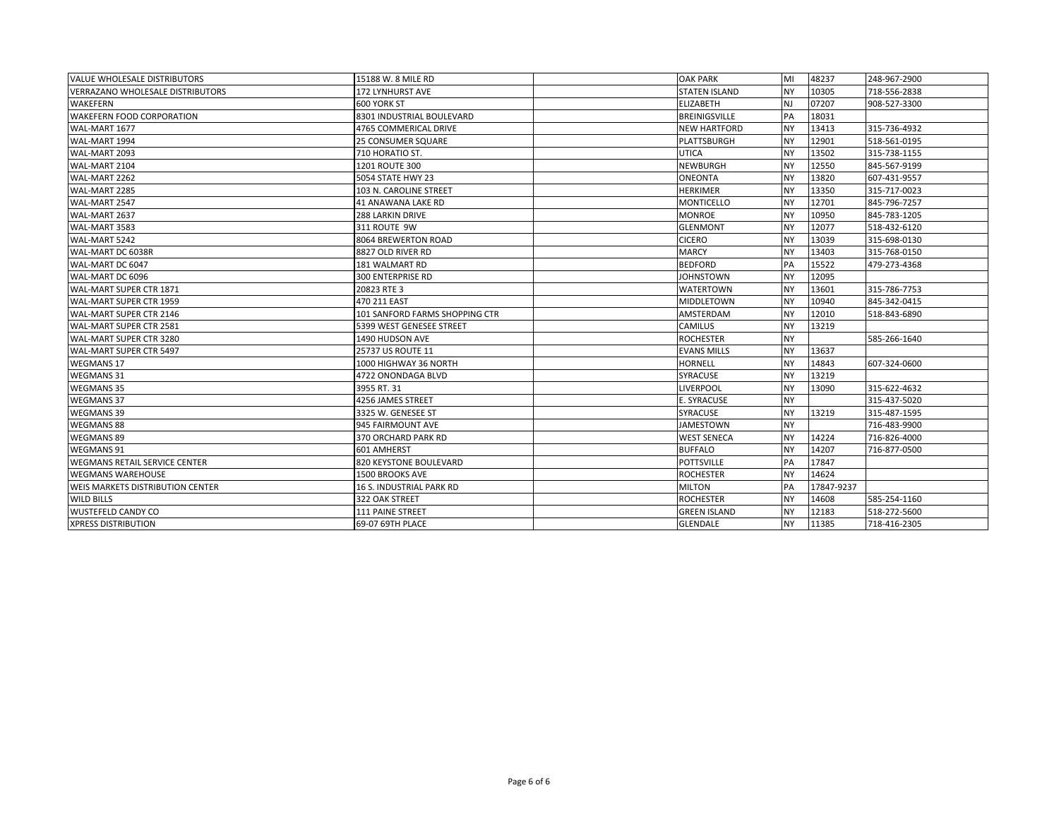| | | | | | | |
|---|---|---|---|---|---|---|
| VALUE WHOLESALE DISTRIBUTORS | 15188 W. 8 MILE RD | | OAK PARK | MI | 48237 | 248-967-2900 |
| VERRAZANO WHOLESALE DISTRIBUTORS | 172 LYNHURST AVE | | STATEN ISLAND | NY | 10305 | 718-556-2838 |
| WAKEFERN | 600 YORK ST | | ELIZABETH | NJ | 07207 | 908-527-3300 |
| WAKEFERN FOOD CORPORATION | 8301 INDUSTRIAL BOULEVARD | | BREINIGSVILLE | PA | 18031 | |
| WAL-MART 1677 | 4765 COMMERICAL DRIVE | | NEW HARTFORD | NY | 13413 | 315-736-4932 |
| WAL-MART 1994 | 25 CONSUMER SQUARE | | PLATTSBURGH | NY | 12901 | 518-561-0195 |
| WAL-MART 2093 | 710 HORATIO ST. | | UTICA | NY | 13502 | 315-738-1155 |
| WAL-MART 2104 | 1201 ROUTE 300 | | NEWBURGH | NY | 12550 | 845-567-9199 |
| WAL-MART 2262 | 5054 STATE HWY 23 | | ONEONTA | NY | 13820 | 607-431-9557 |
| WAL-MART 2285 | 103 N. CAROLINE STREET | | HERKIMER | NY | 13350 | 315-717-0023 |
| WAL-MART 2547 | 41 ANAWANA LAKE RD | | MONTICELLO | NY | 12701 | 845-796-7257 |
| WAL-MART 2637 | 288 LARKIN DRIVE | | MONROE | NY | 10950 | 845-783-1205 |
| WAL-MART 3583 | 311 ROUTE 9W | | GLENMONT | NY | 12077 | 518-432-6120 |
| WAL-MART 5242 | 8064 BREWERTON ROAD | | CICERO | NY | 13039 | 315-698-0130 |
| WAL-MART DC 6038R | 8827 OLD RIVER RD | | MARCY | NY | 13403 | 315-768-0150 |
| WAL-MART DC 6047 | 181 WALMART RD | | BEDFORD | PA | 15522 | 479-273-4368 |
| WAL-MART DC 6096 | 300 ENTERPRISE RD | | JOHNSTOWN | NY | 12095 | |
| WAL-MART SUPER CTR 1871 | 20823 RTE 3 | | WATERTOWN | NY | 13601 | 315-786-7753 |
| WAL-MART SUPER CTR 1959 | 470 211 EAST | | MIDDLETOWN | NY | 10940 | 845-342-0415 |
| WAL-MART SUPER CTR 2146 | 101 SANFORD FARMS SHOPPING CTR | | AMSTERDAM | NY | 12010 | 518-843-6890 |
| WAL-MART SUPER CTR 2581 | 5399 WEST GENESEE STREET | | CAMILUS | NY | 13219 | |
| WAL-MART SUPER CTR 3280 | 1490 HUDSON AVE | | ROCHESTER | NY | | 585-266-1640 |
| WAL-MART SUPER CTR 5497 | 25737 US ROUTE 11 | | EVANS MILLS | NY | 13637 | |
| WEGMANS 17 | 1000 HIGHWAY 36 NORTH | | HORNELL | NY | 14843 | 607-324-0600 |
| WEGMANS 31 | 4722 ONONDAGA BLVD | | SYRACUSE | NY | 13219 | |
| WEGMANS 35 | 3955 RT. 31 | | LIVERPOOL | NY | 13090 | 315-622-4632 |
| WEGMANS 37 | 4256 JAMES STREET | | E. SYRACUSE | NY | | 315-437-5020 |
| WEGMANS 39 | 3325 W. GENESEE ST | | SYRACUSE | NY | 13219 | 315-487-1595 |
| WEGMANS 88 | 945 FAIRMOUNT AVE | | JAMESTOWN | NY | | 716-483-9900 |
| WEGMANS 89 | 370 ORCHARD PARK RD | | WEST SENECA | NY | 14224 | 716-826-4000 |
| WEGMANS 91 | 601 AMHERST | | BUFFALO | NY | 14207 | 716-877-0500 |
| WEGMANS RETAIL SERVICE CENTER | 820 KEYSTONE BOULEVARD | | POTTSVILLE | PA | 17847 | |
| WEGMANS WAREHOUSE | 1500 BROOKS AVE | | ROCHESTER | NY | 14624 | |
| WEIS MARKETS DISTRIBUTION CENTER | 16 S. INDUSTRIAL PARK RD | | MILTON | PA | 17847-9237 | |
| WILD BILLS | 322 OAK STREET | | ROCHESTER | NY | 14608 | 585-254-1160 |
| WUSTEFELD CANDY CO | 111 PAINE STREET | | GREEN ISLAND | NY | 12183 | 518-272-5600 |
| XPRESS DISTRIBUTION | 69-07 69TH PLACE | | GLENDALE | NY | 11385 | 718-416-2305 |